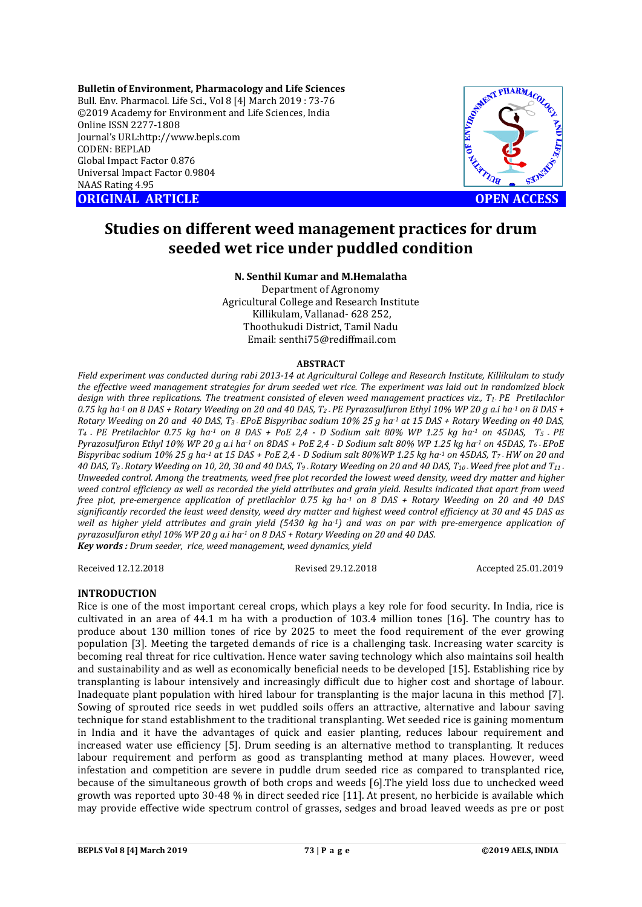Bulletin of Environment, Pharmacology and Life Sciences
Bull. Env. Pharmacol. Life Sci., Vol 8 [4] March 2019 : 73-76
©2019 Academy for Environment and Life Sciences, India
Online ISSN 2277-1808
Journal's URL:http://www.bepls.com
CODEN: BEPLAD
Global Impact Factor 0.876
Universal Impact Factor 0.9804
NAAS Rating 4.95

**ORIGINAL ARTICLE** **OPEN ACCESS**

# Studies on different weed management practices for drum seeded wet rice under puddled condition

**N. Senthil Kumar and M.Hemalatha**

Department of Agronomy
Agricultural College and Research Institute
Killikulam, Vallanad- 628 252,
Thoothukudi District, Tamil Nadu
Email: senthi75@rediffmail.com

## ABSTRACT

*Field experiment was conducted during rabi 2013-14 at Agricultural College and Research Institute, Killikulam to study the effective weed management strategies for drum seeded wet rice. The experiment was laid out in randomized block design with three replications. The treatment consisted of eleven weed management practices viz., $T_1$ - PE Pretilachlor 0.75 kg ha$^{-1}$ on 8 DAS + Rotary Weeding on 20 and 40 DAS, $T_2$ - PE Pyrazosulfuron Ethyl 10% WP 20 g a.i ha$^{-1}$ on 8 DAS + Rotary Weeding on 20 and 40 DAS, $T_3$ - EPoE Bispyribac sodium 10% 25 g ha$^{-1}$ at 15 DAS + Rotary Weeding on 40 DAS, $T_4$ - PE Pretilachlor 0.75 kg ha$^{-1}$ on 8 DAS + PoE 2,4 - D Sodium salt 80% WP 1.25 kg ha$^{-1}$ on 45DAS, $T_5$ - PE Pyrazosulfuron Ethyl 10% WP 20 g a.i ha$^{-1}$ on 8DAS + PoE 2,4 - D Sodium salt 80% WP 1.25 kg ha$^{-1}$ on 45DAS, $T_6$ - EPoE Bispyribac sodium 10% 25 g ha$^{-1}$ at 15 DAS + PoE 2,4 - D Sodium salt 80%WP 1.25 kg ha$^{-1}$ on 45DAS, $T_7$ - HW on 20 and 40 DAS, $T_8$ - Rotary Weeding on 10, 20, 30 and 40 DAS, $T_9$ - Rotary Weeding on 20 and 40 DAS, $T_{10}$ - Weed free plot and $T_{11}$ - Unweeded control. Among the treatments, weed free plot recorded the lowest weed density, weed dry matter and higher weed control efficiency as well as recorded the yield attributes and grain yield. Results indicated that apart from weed free plot, pre-emergence application of pretilachlor 0.75 kg ha$^{-1}$ on 8 DAS + Rotary Weeding on 20 and 40 DAS significantly recorded the least weed density, weed dry matter and highest weed control efficiency at 30 and 45 DAS as well as higher yield attributes and grain yield (5430 kg ha$^{-1}$) and was on par with pre-emergence application of pyrazosulfuron ethyl 10% WP 20 g a.i ha$^{-1}$ on 8 DAS + Rotary Weeding on 20 and 40 DAS.*

***Key words :*** *Drum seeder, rice, weed management, weed dynamics, yield*

Received 12.12.2018 Revised 29.12.2018 Accepted 25.01.2019

## INTRODUCTION

Rice is one of the most important cereal crops, which plays a key role for food security. In India, rice is cultivated in an area of 44.1 m ha with a production of 103.4 million tones [16]. The country has to produce about 130 million tones of rice by 2025 to meet the food requirement of the ever growing population [3]. Meeting the targeted demands of rice is a challenging task. Increasing water scarcity is becoming real threat for rice cultivation. Hence water saving technology which also maintains soil health and sustainability and as well as economically beneficial needs to be developed [15]. Establishing rice by transplanting is labour intensively and increasingly difficult due to higher cost and shortage of labour. Inadequate plant population with hired labour for transplanting is the major lacuna in this method [7]. Sowing of sprouted rice seeds in wet puddled soils offers an attractive, alternative and labour saving technique for stand establishment to the traditional transplanting. Wet seeded rice is gaining momentum in India and it have the advantages of quick and easier planting, reduces labour requirement and increased water use efficiency [5]. Drum seeding is an alternative method to transplanting. It reduces labour requirement and perform as good as transplanting method at many places. However, weed infestation and competition are severe in puddle drum seeded rice as compared to transplanted rice, because of the simultaneous growth of both crops and weeds [6].The yield loss due to unchecked weed growth was reported upto 30-48 % in direct seeded rice [11]. At present, no herbicide is available which may provide effective wide spectrum control of grasses, sedges and broad leaved weeds as pre or post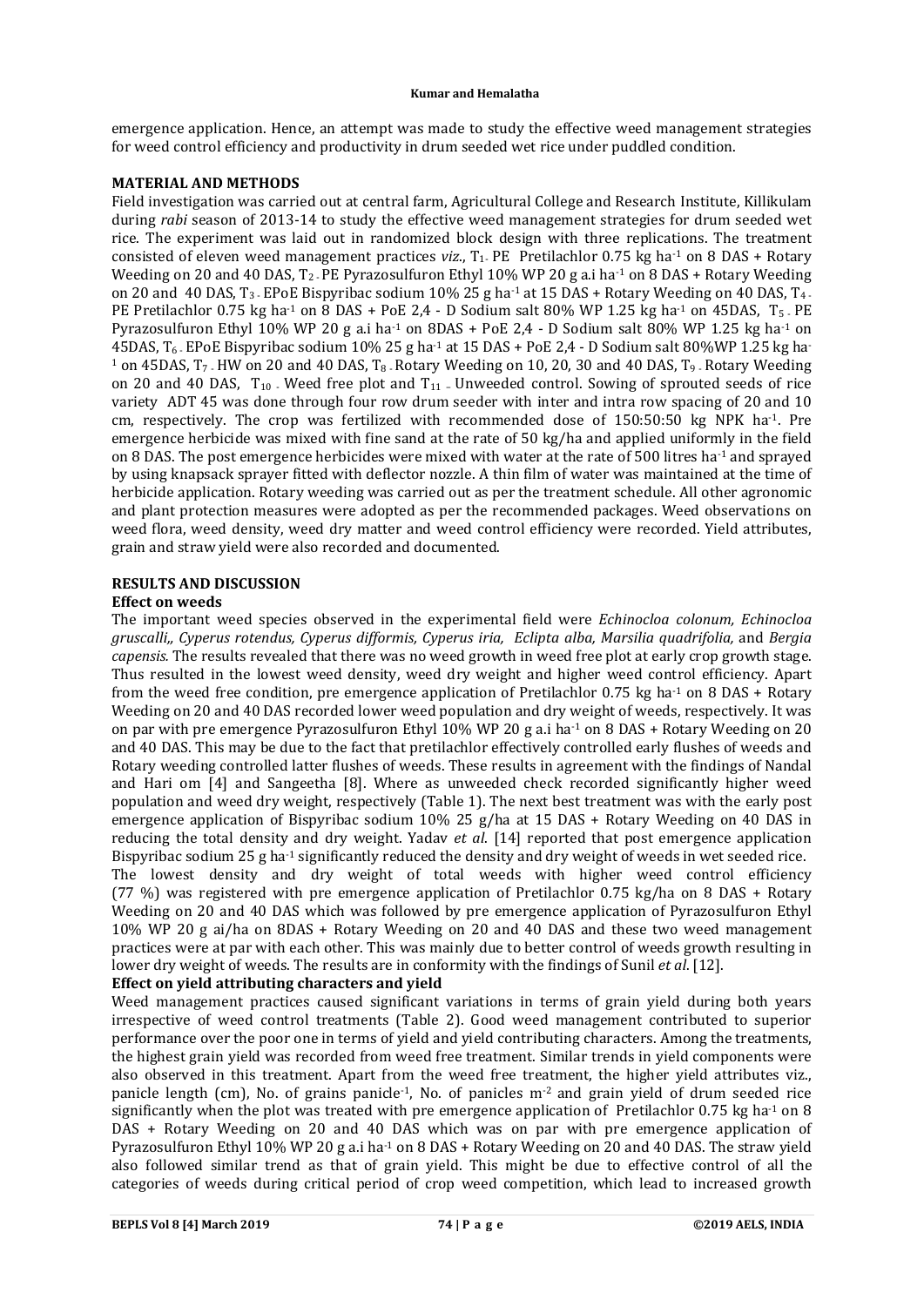emergence application. Hence, an attempt was made to study the effective weed management strategies for weed control efficiency and productivity in drum seeded wet rice under puddled condition.

## MATERIAL AND METHODS

Field investigation was carried out at central farm, Agricultural College and Research Institute, Killikulam during *rabi* season of 2013-14 to study the effective weed management strategies for drum seeded wet rice. The experiment was laid out in randomized block design with three replications. The treatment consisted of eleven weed management practices *viz*., $T_1$ - PE Pretilachlor 0.75 kg ha$^{-1}$ on 8 DAS + Rotary Weeding on 20 and 40 DAS, $T_2$ - PE Pyrazosulfuron Ethyl 10% WP 20 g a.i ha$^{-1}$ on 8 DAS + Rotary Weeding on 20 and 40 DAS, $T_3$ - EPoE Bispyribac sodium 10% 25 g ha$^{-1}$ at 15 DAS + Rotary Weeding on 40 DAS, $T_4$ - PE Pretilachlor 0.75 kg ha$^{-1}$ on 8 DAS + PoE 2,4 - D Sodium salt 80% WP 1.25 kg ha$^{-1}$ on 45DAS, $T_5$ - PE Pyrazosulfuron Ethyl 10% WP 20 g a.i ha$^{-1}$ on 8DAS + PoE 2,4 - D Sodium salt 80% WP 1.25 kg ha$^{-1}$ on 45DAS, $T_6$ - EPoE Bispyribac sodium 10% 25 g ha$^{-1}$ at 15 DAS + PoE 2,4 - D Sodium salt 80%WP 1.25 kg ha$^{-1}$ on 45DAS, $T_7$ - HW on 20 and 40 DAS, $T_8$ - Rotary Weeding on 10, 20, 30 and 40 DAS, $T_9$ - Rotary Weeding on 20 and 40 DAS, $T_{10}$ - Weed free plot and $T_{11}$ – Unweeded control. Sowing of sprouted seeds of rice variety ADT 45 was done through four row drum seeder with inter and intra row spacing of 20 and 10 cm, respectively. The crop was fertilized with recommended dose of 150:50:50 kg NPK ha$^{-1}$. Pre emergence herbicide was mixed with fine sand at the rate of 50 kg/ha and applied uniformly in the field on 8 DAS. The post emergence herbicides were mixed with water at the rate of 500 litres ha$^{-1}$ and sprayed by using knapsack sprayer fitted with deflector nozzle. A thin film of water was maintained at the time of herbicide application. Rotary weeding was carried out as per the treatment schedule. All other agronomic and plant protection measures were adopted as per the recommended packages. Weed observations on weed flora, weed density, weed dry matter and weed control efficiency were recorded. Yield attributes, grain and straw yield were also recorded and documented.

## RESULTS AND DISCUSSION

### Effect on weeds

The important weed species observed in the experimental field were *Echinocloa colonum, Echinocloa gruscalli,, Cyperus rotendus, Cyperus difformis, Cyperus iria, Eclipta alba, Marsilia quadrifolia,* and *Bergia capensis.* The results revealed that there was no weed growth in weed free plot at early crop growth stage. Thus resulted in the lowest weed density, weed dry weight and higher weed control efficiency. Apart from the weed free condition, pre emergence application of Pretilachlor 0.75 kg ha$^{-1}$ on 8 DAS + Rotary Weeding on 20 and 40 DAS recorded lower weed population and dry weight of weeds, respectively. It was on par with pre emergence Pyrazosulfuron Ethyl 10% WP 20 g a.i ha$^{-1}$ on 8 DAS + Rotary Weeding on 20 and 40 DAS. This may be due to the fact that pretilachlor effectively controlled early flushes of weeds and Rotary weeding controlled latter flushes of weeds. These results in agreement with the findings of Nandal and Hari om [4] and Sangeetha [8]. Where as unweeded check recorded significantly higher weed population and weed dry weight, respectively (Table 1). The next best treatment was with the early post emergence application of Bispyribac sodium 10% 25 g/ha at 15 DAS + Rotary Weeding on 40 DAS in reducing the total density and dry weight. Yadav *et al*. [14] reported that post emergence application Bispyribac sodium 25 g ha$^{-1}$ significantly reduced the density and dry weight of weeds in wet seeded rice.

The lowest density and dry weight of total weeds with higher weed control efficiency (77 %) was registered with pre emergence application of Pretilachlor 0.75 kg/ha on 8 DAS + Rotary Weeding on 20 and 40 DAS which was followed by pre emergence application of Pyrazosulfuron Ethyl 10% WP 20 g ai/ha on 8DAS + Rotary Weeding on 20 and 40 DAS and these two weed management practices were at par with each other. This was mainly due to better control of weeds growth resulting in lower dry weight of weeds. The results are in conformity with the findings of Sunil *et al*. [12].

### Effect on yield attributing characters and yield

Weed management practices caused significant variations in terms of grain yield during both years irrespective of weed control treatments (Table 2). Good weed management contributed to superior performance over the poor one in terms of yield and yield contributing characters. Among the treatments, the highest grain yield was recorded from weed free treatment. Similar trends in yield components were also observed in this treatment. Apart from the weed free treatment, the higher yield attributes viz., panicle length (cm), No. of grains panicle$^{-1}$, No. of panicles m$^{-2}$ and grain yield of drum seeded rice significantly when the plot was treated with pre emergence application of Pretilachlor 0.75 kg ha$^{-1}$ on 8 DAS + Rotary Weeding on 20 and 40 DAS which was on par with pre emergence application of Pyrazosulfuron Ethyl 10% WP 20 g a.i ha$^{-1}$ on 8 DAS + Rotary Weeding on 20 and 40 DAS. The straw yield also followed similar trend as that of grain yield. This might be due to effective control of all the categories of weeds during critical period of crop weed competition, which lead to increased growth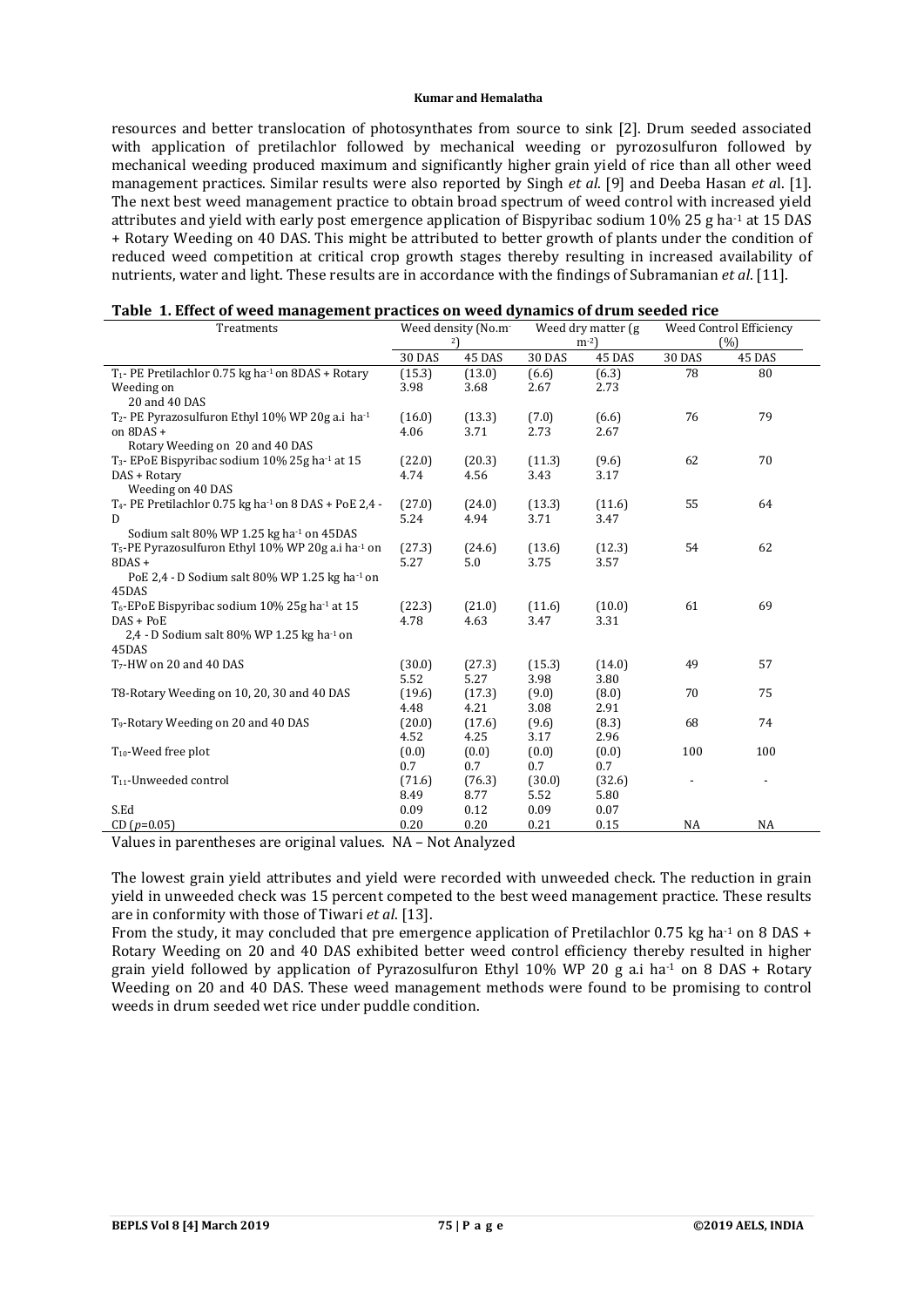resources and better translocation of photosynthates from source to sink [2]. Drum seeded associated with application of pretilachlor followed by mechanical weeding or pyrozosulfuron followed by mechanical weeding produced maximum and significantly higher grain yield of rice than all other weed management practices. Similar results were also reported by Singh *et al*. [9] and Deeba Hasan *et a*l. [1]. The next best weed management practice to obtain broad spectrum of weed control with increased yield attributes and yield with early post emergence application of Bispyribac sodium 10% 25 g ha$^{-1}$ at 15 DAS + Rotary Weeding on 40 DAS. This might be attributed to better growth of plants under the condition of reduced weed competition at critical crop growth stages thereby resulting in increased availability of nutrients, water and light. These results are in accordance with the findings of Subramanian *et al*. [11].

**Table 1. Effect of weed management practices on weed dynamics of drum seeded rice**

| Treatments | Weed density (No.m$^{-2}$) | | Weed dry matter (g m$^{-2}$) | | Weed Control Efficiency (%) | |
|---|---|---|---|---|---|---|
| | 30 DAS | 45 DAS | 30 DAS | 45 DAS | 30 DAS | 45 DAS |
| $T_1$- PE Pretilachlor 0.75 kg ha$^{-1}$ on 8DAS + Rotary Weeding on 20 and 40 DAS | (15.3) 3.98 | (13.0) 3.68 | (6.6) 2.67 | (6.3) 2.73 | 78 | 80 |
| $T_2$- PE Pyrazosulfuron Ethyl 10% WP 20g a.i ha$^{-1}$ on 8DAS + Rotary Weeding on 20 and 40 DAS | (16.0) 4.06 | (13.3) 3.71 | (7.0) 2.73 | (6.6) 2.67 | 76 | 79 |
| $T_3$- EPoE Bispyribac sodium 10% 25g ha$^{-1}$ at 15 DAS + Rotary Weeding on 40 DAS | (22.0) 4.74 | (20.3) 4.56 | (11.3) 3.43 | (9.6) 3.17 | 62 | 70 |
| $T_4$- PE Pretilachlor 0.75 kg ha$^{-1}$ on 8 DAS + PoE 2,4 - D Sodium salt 80% WP 1.25 kg ha$^{-1}$ on 45DAS | (27.0) 5.24 | (24.0) 4.94 | (13.3) 3.71 | (11.6) 3.47 | 55 | 64 |
| $T_5$-PE Pyrazosulfuron Ethyl 10% WP 20g a.i ha$^{-1}$ on 8DAS + PoE 2,4 - D Sodium salt 80% WP 1.25 kg ha$^{-1}$ on 45DAS | (27.3) 5.27 | (24.6) 5.0 | (13.6) 3.75 | (12.3) 3.57 | 54 | 62 |
| $T_6$-EPoE Bispyribac sodium 10% 25g ha$^{-1}$ at 15 DAS + PoE 2,4 - D Sodium salt 80% WP 1.25 kg ha$^{-1}$ on 45DAS | (22.3) 4.78 | (21.0) 4.63 | (11.6) 3.47 | (10.0) 3.31 | 61 | 69 |
| $T_7$-HW on 20 and 40 DAS | (30.0) 5.52 | (27.3) 5.27 | (15.3) 3.98 | (14.0) 3.80 | 49 | 57 |
| T8-Rotary Weeding on 10, 20, 30 and 40 DAS | (19.6) 4.48 | (17.3) 4.21 | (9.0) 3.08 | (8.0) 2.91 | 70 | 75 |
| $T_9$-Rotary Weeding on 20 and 40 DAS | (20.0) 4.52 | (17.6) 4.25 | (9.6) 3.17 | (8.3) 2.96 | 68 | 74 |
| $T_{10}$-Weed free plot | (0.0) 0.7 | (0.0) 0.7 | (0.0) 0.7 | (0.0) 0.7 | 100 | 100 |
| $T_{11}$-Unweeded control | (71.6) 8.49 | (76.3) 8.77 | (30.0) 5.52 | (32.6) 5.80 | - | - |
| S.Ed | 0.09 | 0.12 | 0.09 | 0.07 | | |
| CD ($p$=0.05) | 0.20 | 0.20 | 0.21 | 0.15 | NA | NA |

Values in parentheses are original values. NA – Not Analyzed

The lowest grain yield attributes and yield were recorded with unweeded check. The reduction in grain yield in unweeded check was 15 percent competed to the best weed management practice. These results are in conformity with those of Tiwari *et al*. [13].

From the study, it may concluded that pre emergence application of Pretilachlor 0.75 kg ha$^{-1}$ on 8 DAS + Rotary Weeding on 20 and 40 DAS exhibited better weed control efficiency thereby resulted in higher grain yield followed by application of Pyrazosulfuron Ethyl 10% WP 20 g a.i ha$^{-1}$ on 8 DAS + Rotary Weeding on 20 and 40 DAS. These weed management methods were found to be promising to control weeds in drum seeded wet rice under puddle condition.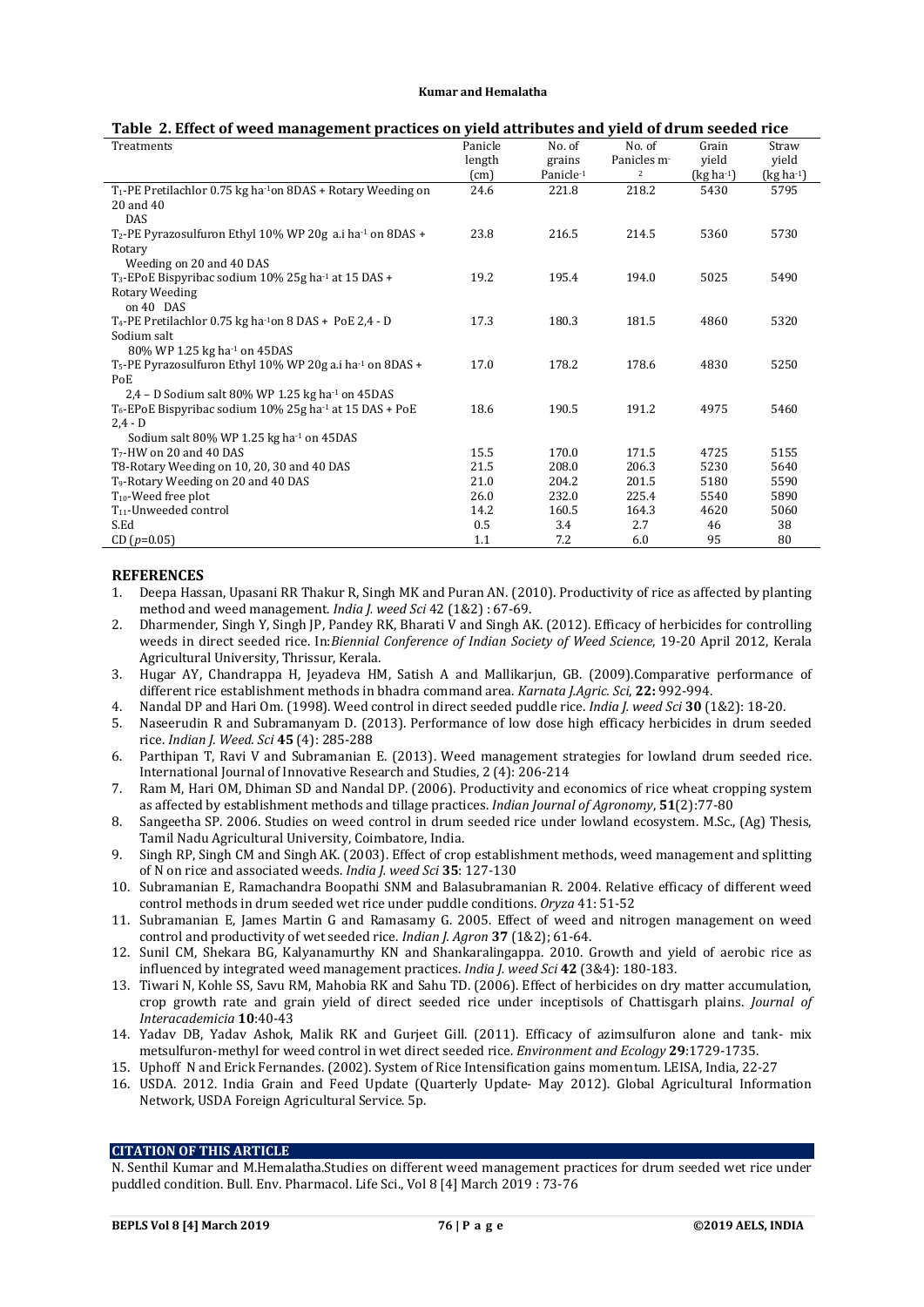**Table 2. Effect of weed management practices on yield attributes and yield of drum seeded rice**

| Treatments | Panicle length (cm) | No. of grains Panicle$^{-1}$ | No. of Panicles m$^{-2}$ | Grain yield (kg ha$^{-1}$) | Straw yield (kg ha$^{-1}$) |
|---|---|---|---|---|---|
| $T_1$-PE Pretilachlor 0.75 kg ha$^{-1}$on 8DAS + Rotary Weeding on 20 and 40 DAS | 24.6 | 221.8 | 218.2 | 5430 | 5795 |
| $T_2$-PE Pyrazosulfuron Ethyl 10% WP 20g a.i ha$^{-1}$ on 8DAS + Rotary Weeding on 20 and 40 DAS | 23.8 | 216.5 | 214.5 | 5360 | 5730 |
| $T_3$-EPoE Bispyribac sodium 10% 25g ha$^{-1}$ at 15 DAS + Rotary Weeding on 40 DAS | 19.2 | 195.4 | 194.0 | 5025 | 5490 |
| $T_4$-PE Pretilachlor 0.75 kg ha$^{-1}$on 8 DAS + PoE 2,4 - D Sodium salt 80% WP 1.25 kg ha$^{-1}$ on 45DAS | 17.3 | 180.3 | 181.5 | 4860 | 5320 |
| $T_5$-PE Pyrazosulfuron Ethyl 10% WP 20g a.i ha$^{-1}$ on 8DAS + PoE 2,4 – D Sodium salt 80% WP 1.25 kg ha$^{-1}$ on 45DAS | 17.0 | 178.2 | 178.6 | 4830 | 5250 |
| $T_6$-EPoE Bispyribac sodium 10% 25g ha$^{-1}$ at 15 DAS + PoE 2,4 - D Sodium salt 80% WP 1.25 kg ha$^{-1}$ on 45DAS | 18.6 | 190.5 | 191.2 | 4975 | 5460 |
| $T_7$-HW on 20 and 40 DAS | 15.5 | 170.0 | 171.5 | 4725 | 5155 |
| T8-Rotary Weeding on 10, 20, 30 and 40 DAS | 21.5 | 208.0 | 206.3 | 5230 | 5640 |
| $T_9$-Rotary Weeding on 20 and 40 DAS | 21.0 | 204.2 | 201.5 | 5180 | 5590 |
| $T_{10}$-Weed free plot | 26.0 | 232.0 | 225.4 | 5540 | 5890 |
| $T_{11}$-Unweeded control | 14.2 | 160.5 | 164.3 | 4620 | 5060 |
| S.Ed | 0.5 | 3.4 | 2.7 | 46 | 38 |
| CD ($p$=0.05) | 1.1 | 7.2 | 6.0 | 95 | 80 |

## REFERENCES

1. Deepa Hassan, Upasani RR Thakur R, Singh MK and Puran AN. (2010). Productivity of rice as affected by planting method and weed management. *India J. weed Sci* 42 (1&2) : 67-69.
2. Dharmender, Singh Y, Singh JP, Pandey RK, Bharati V and Singh AK. (2012). Efficacy of herbicides for controlling weeds in direct seeded rice. In:*Biennial Conference of Indian Society of Weed Science*, 19-20 April 2012, Kerala Agricultural University, Thrissur, Kerala.
3. Hugar AY, Chandrappa H, Jeyadeva HM, Satish A and Mallikarjun, GB. (2009).Comparative performance of different rice establishment methods in bhadra command area. *Karnata J.Agric. Sci*, **22:** 992-994.
4. Nandal DP and Hari Om. (1998). Weed control in direct seeded puddle rice. *India J. weed Sci* **30** (1&2): 18-20.
5. Naseerudin R and Subramanyam D. (2013). Performance of low dose high efficacy herbicides in drum seeded rice. *Indian J. Weed. Sci* **45** (4): 285-288
6. Parthipan T, Ravi V and Subramanian E. (2013). Weed management strategies for lowland drum seeded rice. International Journal of Innovative Research and Studies, 2 (4): 206-214
7. Ram M, Hari OM, Dhiman SD and Nandal DP. (2006). Productivity and economics of rice wheat cropping system as affected by establishment methods and tillage practices. *Indian Journal of Agronomy*, **51**(2):77-80
8. Sangeetha SP. 2006. Studies on weed control in drum seeded rice under lowland ecosystem. M.Sc., (Ag) Thesis, Tamil Nadu Agricultural University, Coimbatore, India.
9. Singh RP, Singh CM and Singh AK. (2003). Effect of crop establishment methods, weed management and splitting of N on rice and associated weeds. *India J. weed Sci* **35**: 127-130
10. Subramanian E, Ramachandra Boopathi SNM and Balasubramanian R. 2004. Relative efficacy of different weed control methods in drum seeded wet rice under puddle conditions. *Oryza* 41: 51-52
11. Subramanian E, James Martin G and Ramasamy G. 2005. Effect of weed and nitrogen management on weed control and productivity of wet seeded rice. *Indian J. Agron* **37** (1&2); 61-64.
12. Sunil CM, Shekara BG, Kalyanamurthy KN and Shankaralingappa. 2010. Growth and yield of aerobic rice as influenced by integrated weed management practices. *India J. weed Sci* **42** (3&4): 180-183.
13. Tiwari N, Kohle SS, Savu RM, Mahobia RK and Sahu TD. (2006). Effect of herbicides on dry matter accumulation, crop growth rate and grain yield of direct seeded rice under inceptisols of Chattisgarh plains. *Journal of Interacademicia* **10**:40-43
14. Yadav DB, Yadav Ashok, Malik RK and Gurjeet Gill. (2011). Efficacy of azimsulfuron alone and tank- mix metsulfuron-methyl for weed control in wet direct seeded rice. *Environment and Ecology* **29**:1729-1735.
15. Uphoff N and Erick Fernandes. (2002). System of Rice Intensification gains momentum. LEISA, India, 22-27
16. USDA. 2012. India Grain and Feed Update (Quarterly Update- May 2012). Global Agricultural Information Network, USDA Foreign Agricultural Service. 5p.

**CITATION OF THIS ARTICLE**

N. Senthil Kumar and M.Hemalatha.Studies on different weed management practices for drum seeded wet rice under puddled condition. Bull. Env. Pharmacol. Life Sci., Vol 8 [4] March 2019 : 73-76